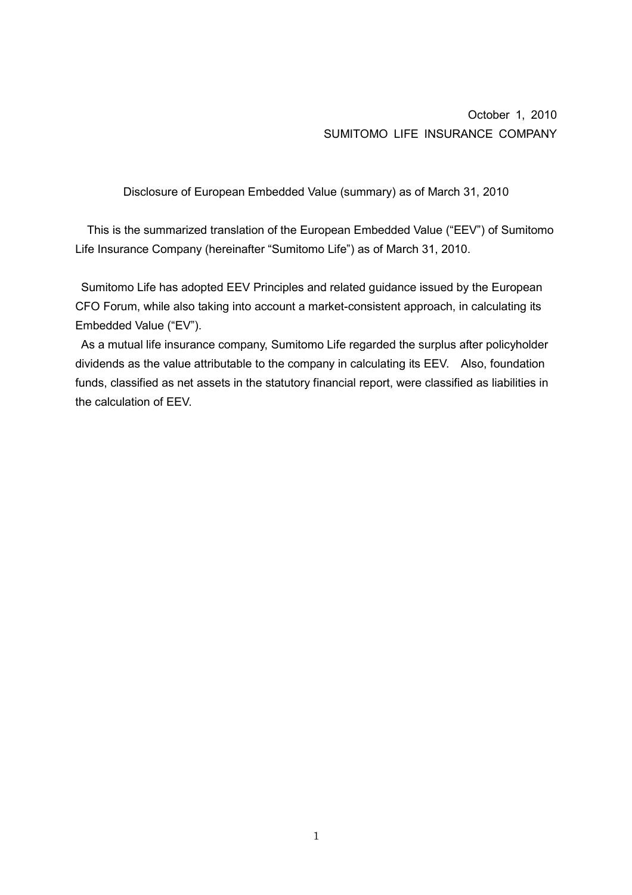October 1, 2010

SUMITOMO LIFE INSURANCE COMPANY

Disclosure of European Embedded Value (summary) as of March 31, 2010

This is the summarized translation of the European Embedded Value ("EEV") of Sumitomo Life Insurance Company (hereinafter "Sumitomo Life") as of March 31, 2010.

Sumitomo Life has adopted EEV Principles and related guidance issued by the European CFO Forum, while also taking into account a market-consistent approach, in calculating its Embedded Value ("EV").

As a mutual life insurance company, Sumitomo Life regarded the surplus after policyholder dividends as the value attributable to the company in calculating its EEV. Also, foundation funds, classified as net assets in the statutory financial report, were classified as liabilities in the calculation of EEV.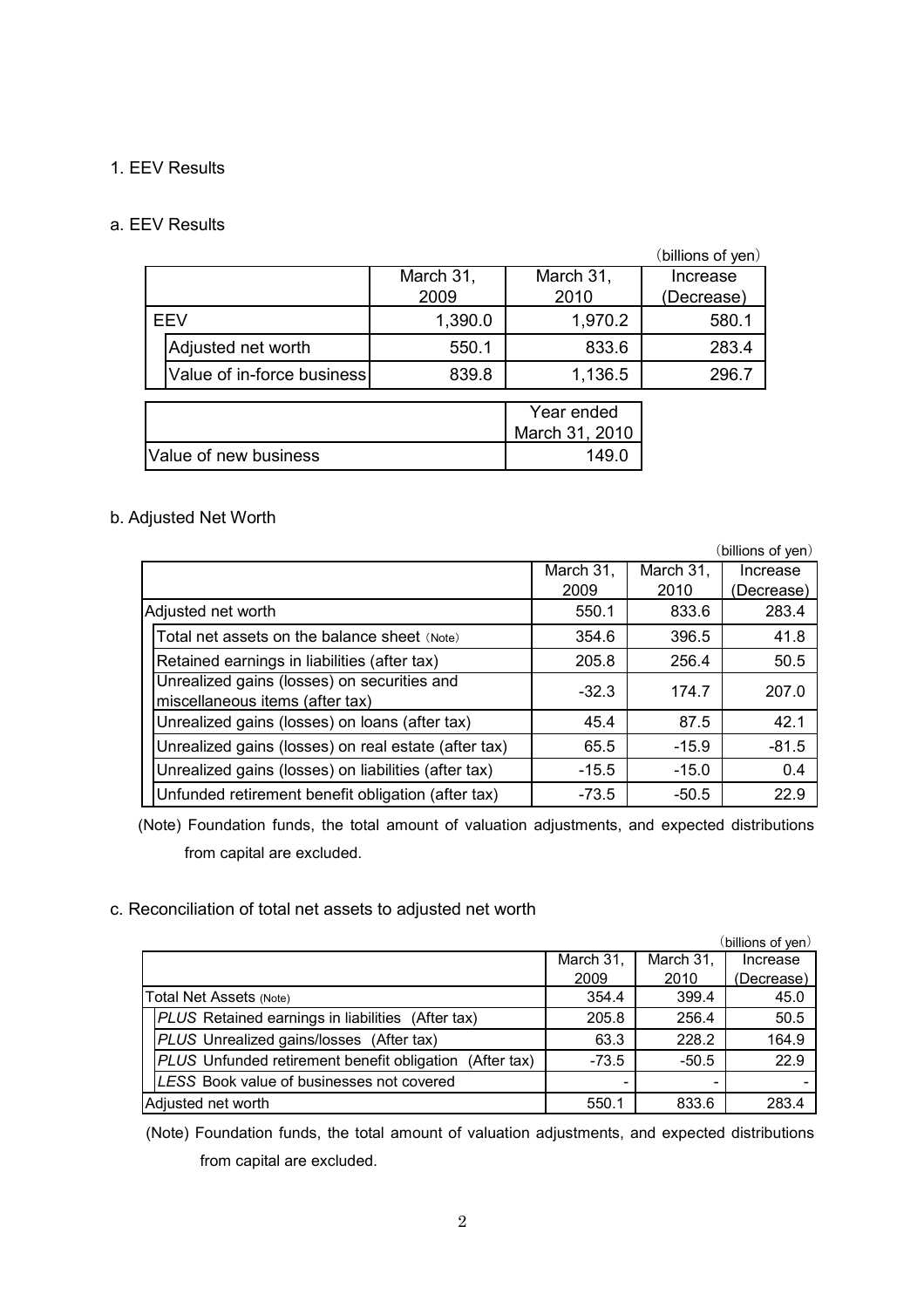## 1. EEV Results

### a. EEV Results

(billions of yen)

| | March 31, 2009 | March 31, 2010 | Increase (Decrease) |
|---|---|---|---|
| EEV | 1,390.0 | 1,970.2 | 580.1 |
| Adjusted net worth | 550.1 | 833.6 | 283.4 |
| Value of in-force business | 839.8 | 1,136.5 | 296.7 |

| | Year ended March 31, 2010 |
|---|---|
| Value of new business | 149.0 |

### b. Adjusted Net Worth

(billions of yen)

| | March 31, 2009 | March 31, 2010 | Increase (Decrease) |
|---|---|---|---|
| Adjusted net worth | 550.1 | 833.6 | 283.4 |
| Total net assets on the balance sheet (Note) | 354.6 | 396.5 | 41.8 |
| Retained earnings in liabilities (after tax) | 205.8 | 256.4 | 50.5 |
| Unrealized gains (losses) on securities and miscellaneous items (after tax) | -32.3 | 174.7 | 207.0 |
| Unrealized gains (losses) on loans (after tax) | 45.4 | 87.5 | 42.1 |
| Unrealized gains (losses) on real estate (after tax) | 65.5 | -15.9 | -81.5 |
| Unrealized gains (losses) on liabilities (after tax) | -15.5 | -15.0 | 0.4 |
| Unfunded retirement benefit obligation (after tax) | -73.5 | -50.5 | 22.9 |

(Note) Foundation funds, the total amount of valuation adjustments, and expected distributions from capital are excluded.

### c. Reconciliation of total net assets to adjusted net worth

(billions of yen)

| | March 31, 2009 | March 31, 2010 | Increase (Decrease) |
|---|---|---|---|
| Total Net Assets (Note) | 354.4 | 399.4 | 45.0 |
| *PLUS* Retained earnings in liabilities (After tax) | 205.8 | 256.4 | 50.5 |
| *PLUS* Unrealized gains/losses (After tax) | 63.3 | 228.2 | 164.9 |
| *PLUS* Unfunded retirement benefit obligation (After tax) | -73.5 | -50.5 | 22.9 |
| *LESS* Book value of businesses not covered | - | - | - |
| Adjusted net worth | 550.1 | 833.6 | 283.4 |

(Note) Foundation funds, the total amount of valuation adjustments, and expected distributions from capital are excluded.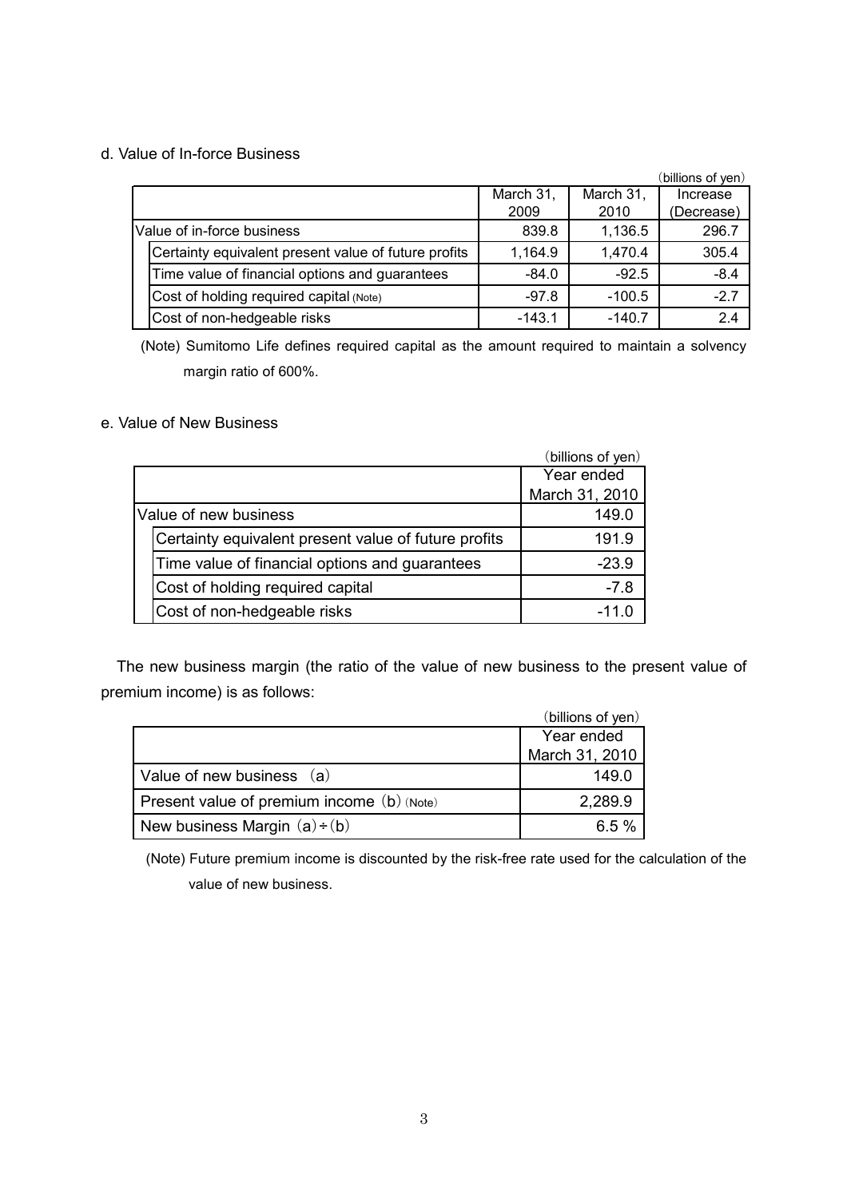d. Value of In-force Business

(billions of yen)

| | March 31, 2009 | March 31, 2010 | Increase (Decrease) |
|---|---|---|---|
| Value of in-force business | 839.8 | 1,136.5 | 296.7 |
| Certainty equivalent present value of future profits | 1,164.9 | 1,470.4 | 305.4 |
| Time value of financial options and guarantees | -84.0 | -92.5 | -8.4 |
| Cost of holding required capital (Note) | -97.8 | -100.5 | -2.7 |
| Cost of non-hedgeable risks | -143.1 | -140.7 | 2.4 |

(Note) Sumitomo Life defines required capital as the amount required to maintain a solvency margin ratio of 600%.

e. Value of New Business

(billions of yen)

| | Year ended March 31, 2010 |
|---|---|
| Value of new business | 149.0 |
| Certainty equivalent present value of future profits | 191.9 |
| Time value of financial options and guarantees | -23.9 |
| Cost of holding required capital | -7.8 |
| Cost of non-hedgeable risks | -11.0 |

The new business margin (the ratio of the value of new business to the present value of premium income) is as follows:

(billions of yen)

| | Year ended March 31, 2010 |
|---|---|
| Value of new business (a) | 149.0 |
| Present value of premium income (b) (Note) | 2,289.9 |
| New business Margin (a)÷(b) | 6.5 % |

(Note) Future premium income is discounted by the risk-free rate used for the calculation of the value of new business.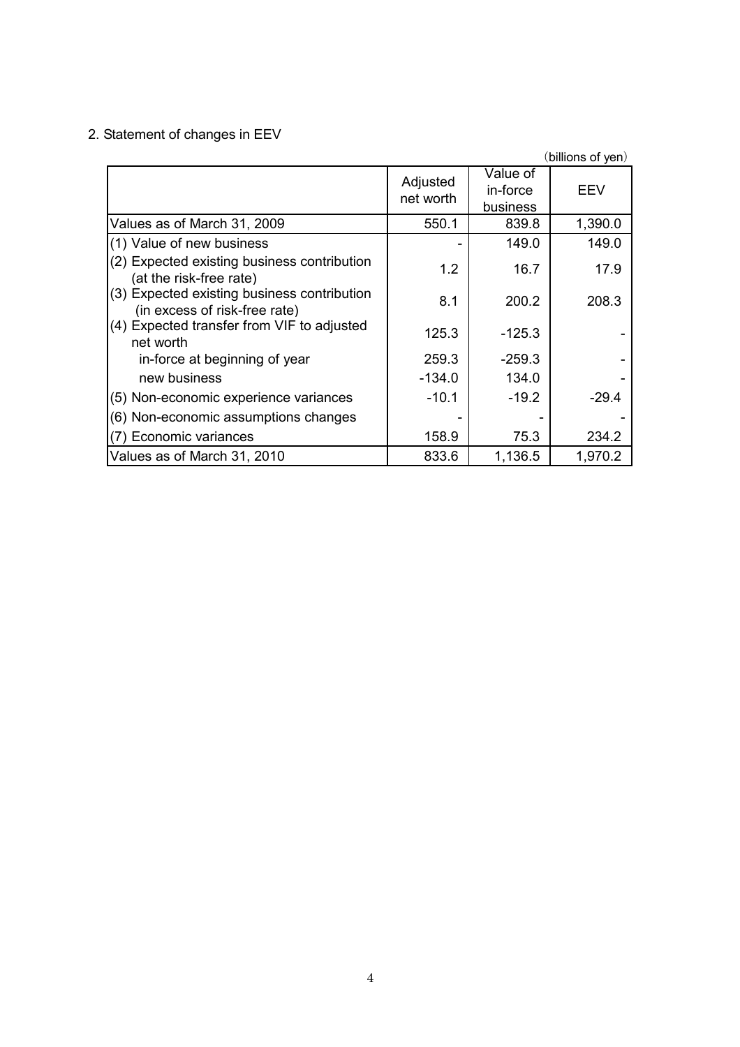## 2. Statement of changes in EEV

(billions of yen)

| | Adjusted net worth | Value of in-force business | EEV |
|---|---|---|---|
| Values as of March 31, 2009 | 550.1 | 839.8 | 1,390.0 |
| (1) Value of new business | - | 149.0 | 149.0 |
| (2) Expected existing business contribution (at the risk-free rate) | 1.2 | 16.7 | 17.9 |
| (3) Expected existing business contribution (in excess of risk-free rate) | 8.1 | 200.2 | 208.3 |
| (4) Expected transfer from VIF to adjusted net worth | 125.3 | -125.3 | - |
| in-force at beginning of year | 259.3 | -259.3 | - |
| new business | -134.0 | 134.0 | - |
| (5) Non-economic experience variances | -10.1 | -19.2 | -29.4 |
| (6) Non-economic assumptions changes | - | - | - |
| (7) Economic variances | 158.9 | 75.3 | 234.2 |
| Values as of March 31, 2010 | 833.6 | 1,136.5 | 1,970.2 |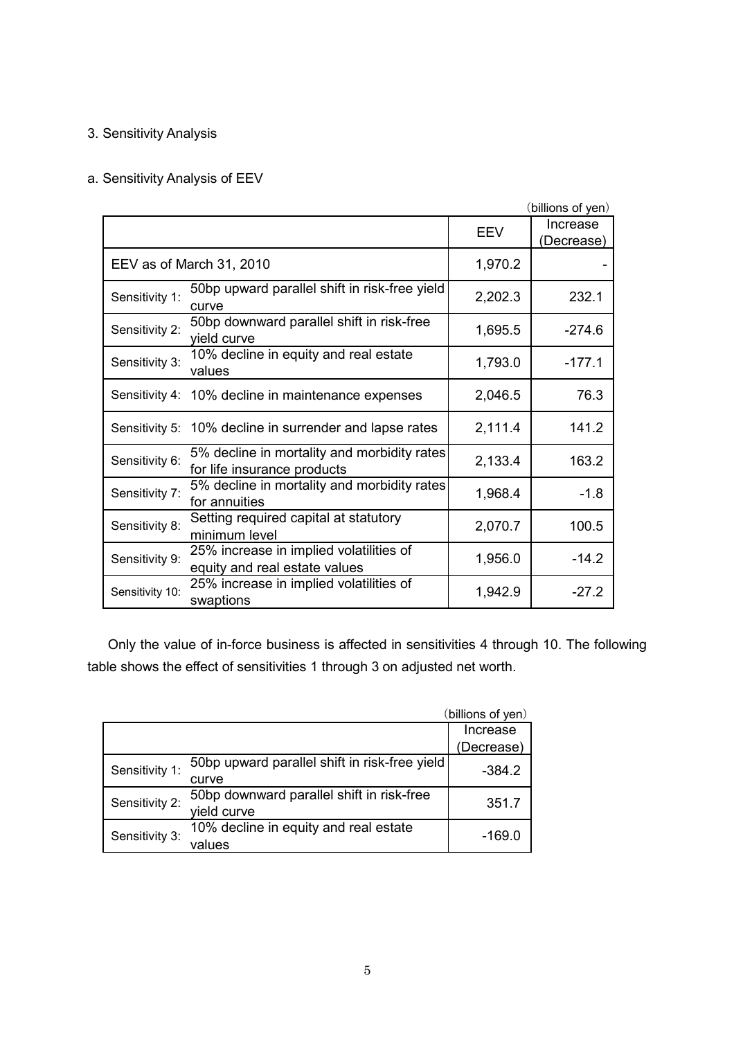## 3. Sensitivity Analysis

### a. Sensitivity Analysis of EEV

(billions of yen)

| | | EEV | Increase (Decrease) |
|---|---|---|---|
| EEV as of March 31, 2010 | | 1,970.2 | - |
| Sensitivity 1: | 50bp upward parallel shift in risk-free yield curve | 2,202.3 | 232.1 |
| Sensitivity 2: | 50bp downward parallel shift in risk-free yield curve | 1,695.5 | -274.6 |
| Sensitivity 3: | 10% decline in equity and real estate values | 1,793.0 | -177.1 |
| Sensitivity 4: | 10% decline in maintenance expenses | 2,046.5 | 76.3 |
| Sensitivity 5: | 10% decline in surrender and lapse rates | 2,111.4 | 141.2 |
| Sensitivity 6: | 5% decline in mortality and morbidity rates for life insurance products | 2,133.4 | 163.2 |
| Sensitivity 7: | 5% decline in mortality and morbidity rates for annuities | 1,968.4 | -1.8 |
| Sensitivity 8: | Setting required capital at statutory minimum level | 2,070.7 | 100.5 |
| Sensitivity 9: | 25% increase in implied volatilities of equity and real estate values | 1,956.0 | -14.2 |
| Sensitivity 10: | 25% increase in implied volatilities of swaptions | 1,942.9 | -27.2 |

Only the value of in-force business is affected in sensitivities 4 through 10. The following table shows the effect of sensitivities 1 through 3 on adjusted net worth.

(billions of yen)

| | | Increase (Decrease) |
|---|---|---|
| Sensitivity 1: | 50bp upward parallel shift in risk-free yield curve | -384.2 |
| Sensitivity 2: | 50bp downward parallel shift in risk-free yield curve | 351.7 |
| Sensitivity 3: | 10% decline in equity and real estate values | -169.0 |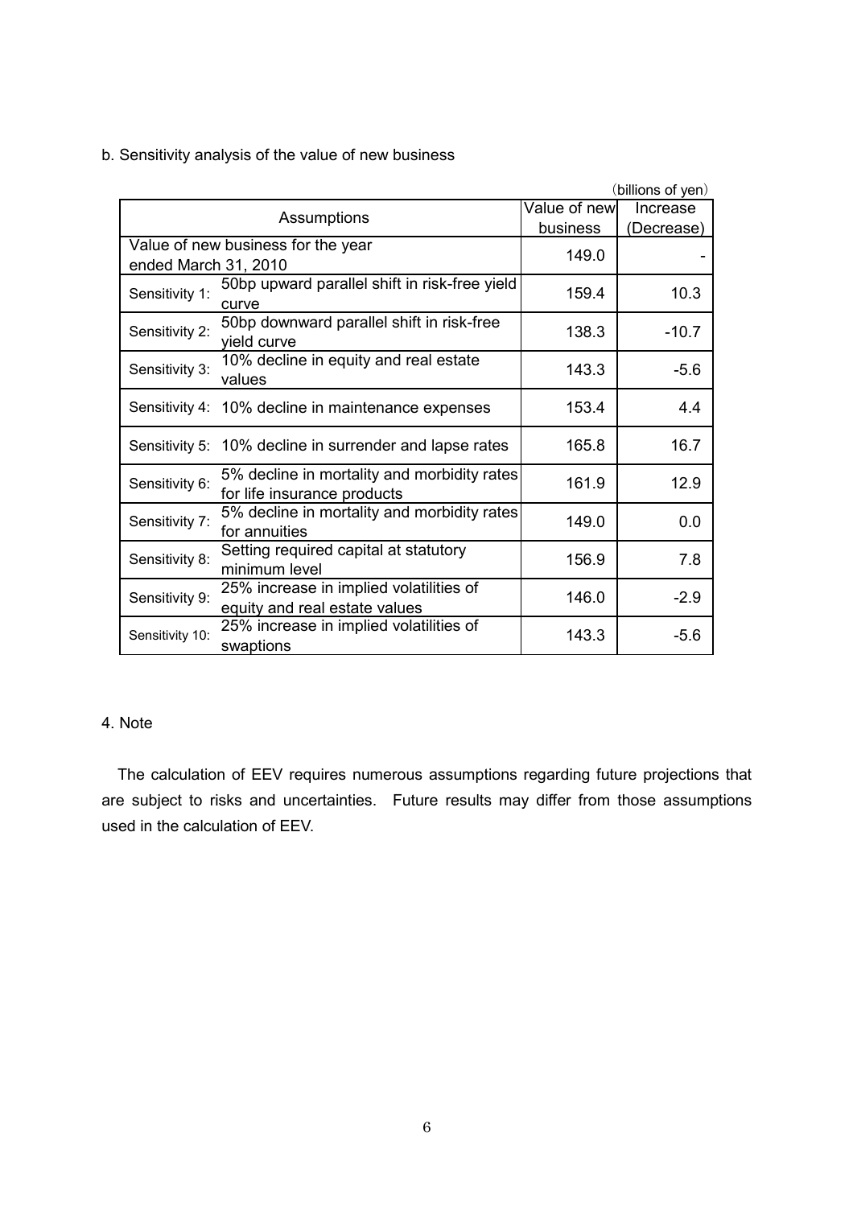b. Sensitivity analysis of the value of new business

(billions of yen)

| Assumptions | | Value of new business | Increase (Decrease) |
|---|---|---|---|
| Value of new business for the year ended March 31, 2010 | | 149.0 | - |
| Sensitivity 1: | 50bp upward parallel shift in risk-free yield curve | 159.4 | 10.3 |
| Sensitivity 2: | 50bp downward parallel shift in risk-free yield curve | 138.3 | -10.7 |
| Sensitivity 3: | 10% decline in equity and real estate values | 143.3 | -5.6 |
| Sensitivity 4: | 10% decline in maintenance expenses | 153.4 | 4.4 |
| Sensitivity 5: | 10% decline in surrender and lapse rates | 165.8 | 16.7 |
| Sensitivity 6: | 5% decline in mortality and morbidity rates for life insurance products | 161.9 | 12.9 |
| Sensitivity 7: | 5% decline in mortality and morbidity rates for annuities | 149.0 | 0.0 |
| Sensitivity 8: | Setting required capital at statutory minimum level | 156.9 | 7.8 |
| Sensitivity 9: | 25% increase in implied volatilities of equity and real estate values | 146.0 | -2.9 |
| Sensitivity 10: | 25% increase in implied volatilities of swaptions | 143.3 | -5.6 |

4. Note

The calculation of EEV requires numerous assumptions regarding future projections that are subject to risks and uncertainties. Future results may differ from those assumptions used in the calculation of EEV.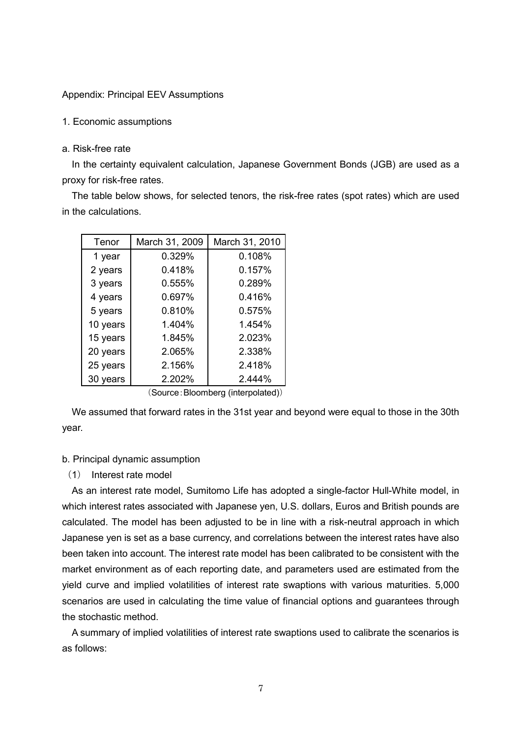Appendix: Principal EEV Assumptions

1. Economic assumptions

a. Risk-free rate

In the certainty equivalent calculation, Japanese Government Bonds (JGB) are used as a proxy for risk-free rates.

The table below shows, for selected tenors, the risk-free rates (spot rates) which are used in the calculations.

| Tenor | March 31, 2009 | March 31, 2010 |
|---|---|---|
| 1 year | 0.329% | 0.108% |
| 2 years | 0.418% | 0.157% |
| 3 years | 0.555% | 0.289% |
| 4 years | 0.697% | 0.416% |
| 5 years | 0.810% | 0.575% |
| 10 years | 1.404% | 1.454% |
| 15 years | 1.845% | 2.023% |
| 20 years | 2.065% | 2.338% |
| 25 years | 2.156% | 2.418% |
| 30 years | 2.202% | 2.444% |

（Source：Bloomberg (interpolated)）

We assumed that forward rates in the 31st year and beyond were equal to those in the 30th year.

b. Principal dynamic assumption

（1） Interest rate model

As an interest rate model, Sumitomo Life has adopted a single-factor Hull-White model, in which interest rates associated with Japanese yen, U.S. dollars, Euros and British pounds are calculated. The model has been adjusted to be in line with a risk-neutral approach in which Japanese yen is set as a base currency, and correlations between the interest rates have also been taken into account. The interest rate model has been calibrated to be consistent with the market environment as of each reporting date, and parameters used are estimated from the yield curve and implied volatilities of interest rate swaptions with various maturities. 5,000 scenarios are used in calculating the time value of financial options and guarantees through the stochastic method.

A summary of implied volatilities of interest rate swaptions used to calibrate the scenarios is as follows: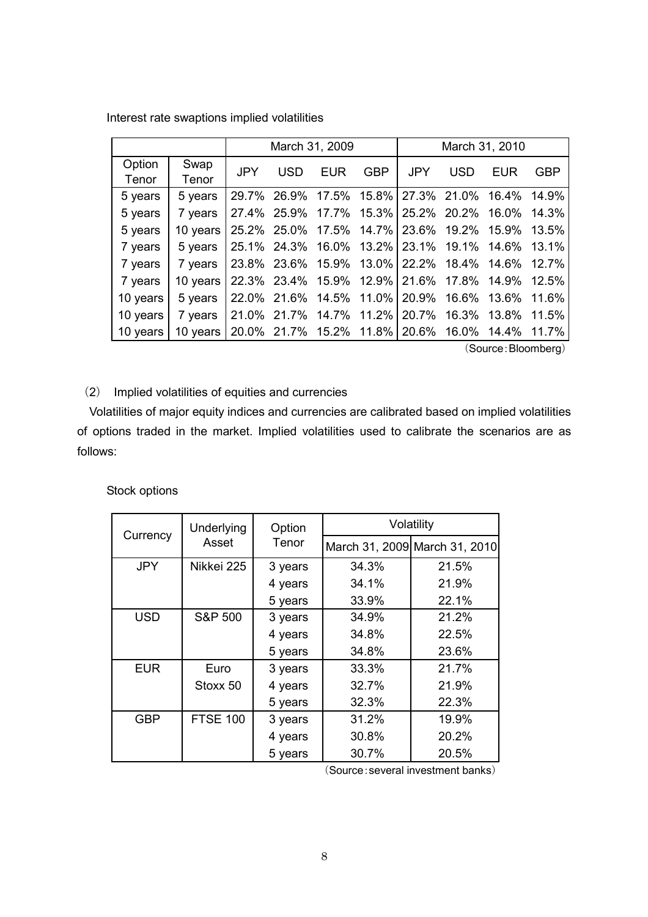Interest rate swaptions implied volatilities

| | | March 31, 2009 | | | | March 31, 2010 | | | |
|---|---|---|---|---|---|---|---|---|---|
| Option Tenor | Swap Tenor | JPY | USD | EUR | GBP | JPY | USD | EUR | GBP |
| 5 years | 5 years | 29.7% | 26.9% | 17.5% | 15.8% | 27.3% | 21.0% | 16.4% | 14.9% |
| 5 years | 7 years | 27.4% | 25.9% | 17.7% | 15.3% | 25.2% | 20.2% | 16.0% | 14.3% |
| 5 years | 10 years | 25.2% | 25.0% | 17.5% | 14.7% | 23.6% | 19.2% | 15.9% | 13.5% |
| 7 years | 5 years | 25.1% | 24.3% | 16.0% | 13.2% | 23.1% | 19.1% | 14.6% | 13.1% |
| 7 years | 7 years | 23.8% | 23.6% | 15.9% | 13.0% | 22.2% | 18.4% | 14.6% | 12.7% |
| 7 years | 10 years | 22.3% | 23.4% | 15.9% | 12.9% | 21.6% | 17.8% | 14.9% | 12.5% |
| 10 years | 5 years | 22.0% | 21.6% | 14.5% | 11.0% | 20.9% | 16.6% | 13.6% | 11.6% |
| 10 years | 7 years | 21.0% | 21.7% | 14.7% | 11.2% | 20.7% | 16.3% | 13.8% | 11.5% |
| 10 years | 10 years | 20.0% | 21.7% | 15.2% | 11.8% | 20.6% | 16.0% | 14.4% | 11.7% |

（Source：Bloomberg）

（2） Implied volatilities of equities and currencies

Volatilities of major equity indices and currencies are calibrated based on implied volatilities of options traded in the market. Implied volatilities used to calibrate the scenarios are as follows:

Stock options

| Currency | Underlying Asset | Option Tenor | Volatility | |
|---|---|---|---|---|
| | | | March 31, 2009 | March 31, 2010 |
| JPY | Nikkei 225 | 3 years | 34.3% | 21.5% |
| | | 4 years | 34.1% | 21.9% |
| | | 5 years | 33.9% | 22.1% |
| USD | S&P 500 | 3 years | 34.9% | 21.2% |
| | | 4 years | 34.8% | 22.5% |
| | | 5 years | 34.8% | 23.6% |
| EUR | Euro Stoxx 50 | 3 years | 33.3% | 21.7% |
| | | 4 years | 32.7% | 21.9% |
| | | 5 years | 32.3% | 22.3% |
| GBP | FTSE 100 | 3 years | 31.2% | 19.9% |
| | | 4 years | 30.8% | 20.2% |
| | | 5 years | 30.7% | 20.5% |

（Source：several investment banks）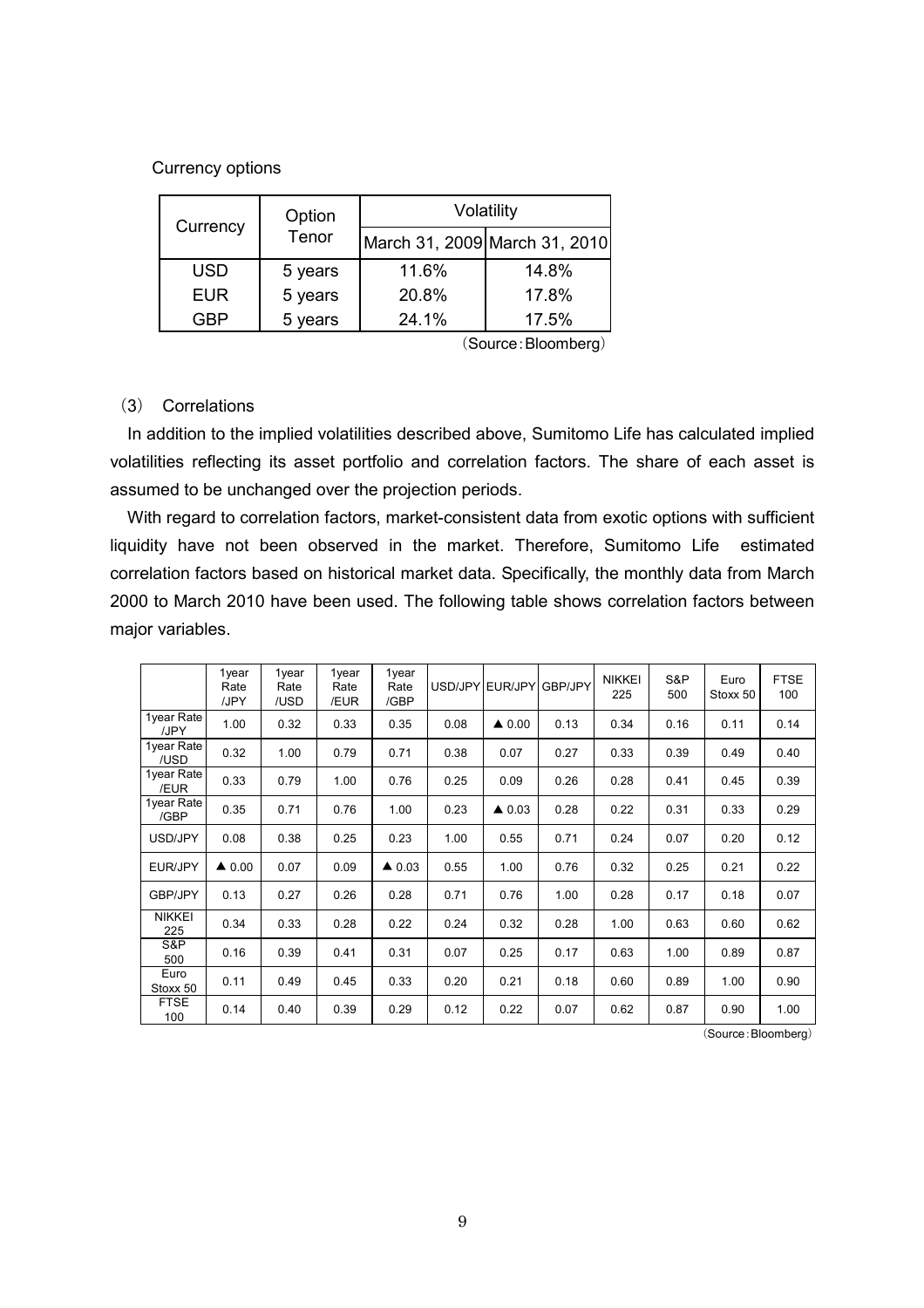Currency options

| Currency | Option Tenor | Volatility | |
|---|---|---|---|
| | | March 31, 2009 | March 31, 2010 |
| USD | 5 years | 11.6% | 14.8% |
| EUR | 5 years | 20.8% | 17.8% |
| GBP | 5 years | 24.1% | 17.5% |

（Source：Bloomberg）

### （3） Correlations

In addition to the implied volatilities described above, Sumitomo Life has calculated implied volatilities reflecting its asset portfolio and correlation factors. The share of each asset is assumed to be unchanged over the projection periods.

With regard to correlation factors, market-consistent data from exotic options with sufficient liquidity have not been observed in the market. Therefore, Sumitomo Life estimated correlation factors based on historical market data. Specifically, the monthly data from March 2000 to March 2010 have been used. The following table shows correlation factors between major variables.

| | 1year Rate /JPY | 1year Rate /USD | 1year Rate /EUR | 1year Rate /GBP | USD/JPY | EUR/JPY | GBP/JPY | NIKKEI 225 | S&P 500 | Euro Stoxx 50 | FTSE 100 |
|---|---|---|---|---|---|---|---|---|---|---|---|
| 1year Rate /JPY | 1.00 | 0.32 | 0.33 | 0.35 | 0.08 | ▲ 0.00 | 0.13 | 0.34 | 0.16 | 0.11 | 0.14 |
| 1year Rate /USD | 0.32 | 1.00 | 0.79 | 0.71 | 0.38 | 0.07 | 0.27 | 0.33 | 0.39 | 0.49 | 0.40 |
| 1year Rate /EUR | 0.33 | 0.79 | 1.00 | 0.76 | 0.25 | 0.09 | 0.26 | 0.28 | 0.41 | 0.45 | 0.39 |
| 1year Rate /GBP | 0.35 | 0.71 | 0.76 | 1.00 | 0.23 | ▲ 0.03 | 0.28 | 0.22 | 0.31 | 0.33 | 0.29 |
| USD/JPY | 0.08 | 0.38 | 0.25 | 0.23 | 1.00 | 0.55 | 0.71 | 0.24 | 0.07 | 0.20 | 0.12 |
| EUR/JPY | ▲ 0.00 | 0.07 | 0.09 | ▲ 0.03 | 0.55 | 1.00 | 0.76 | 0.32 | 0.25 | 0.21 | 0.22 |
| GBP/JPY | 0.13 | 0.27 | 0.26 | 0.28 | 0.71 | 0.76 | 1.00 | 0.28 | 0.17 | 0.18 | 0.07 |
| NIKKEI 225 | 0.34 | 0.33 | 0.28 | 0.22 | 0.24 | 0.32 | 0.28 | 1.00 | 0.63 | 0.60 | 0.62 |
| S&P 500 | 0.16 | 0.39 | 0.41 | 0.31 | 0.07 | 0.25 | 0.17 | 0.63 | 1.00 | 0.89 | 0.87 |
| Euro Stoxx 50 | 0.11 | 0.49 | 0.45 | 0.33 | 0.20 | 0.21 | 0.18 | 0.60 | 0.89 | 1.00 | 0.90 |
| FTSE 100 | 0.14 | 0.40 | 0.39 | 0.29 | 0.12 | 0.22 | 0.07 | 0.62 | 0.87 | 0.90 | 1.00 |

（Source：Bloomberg）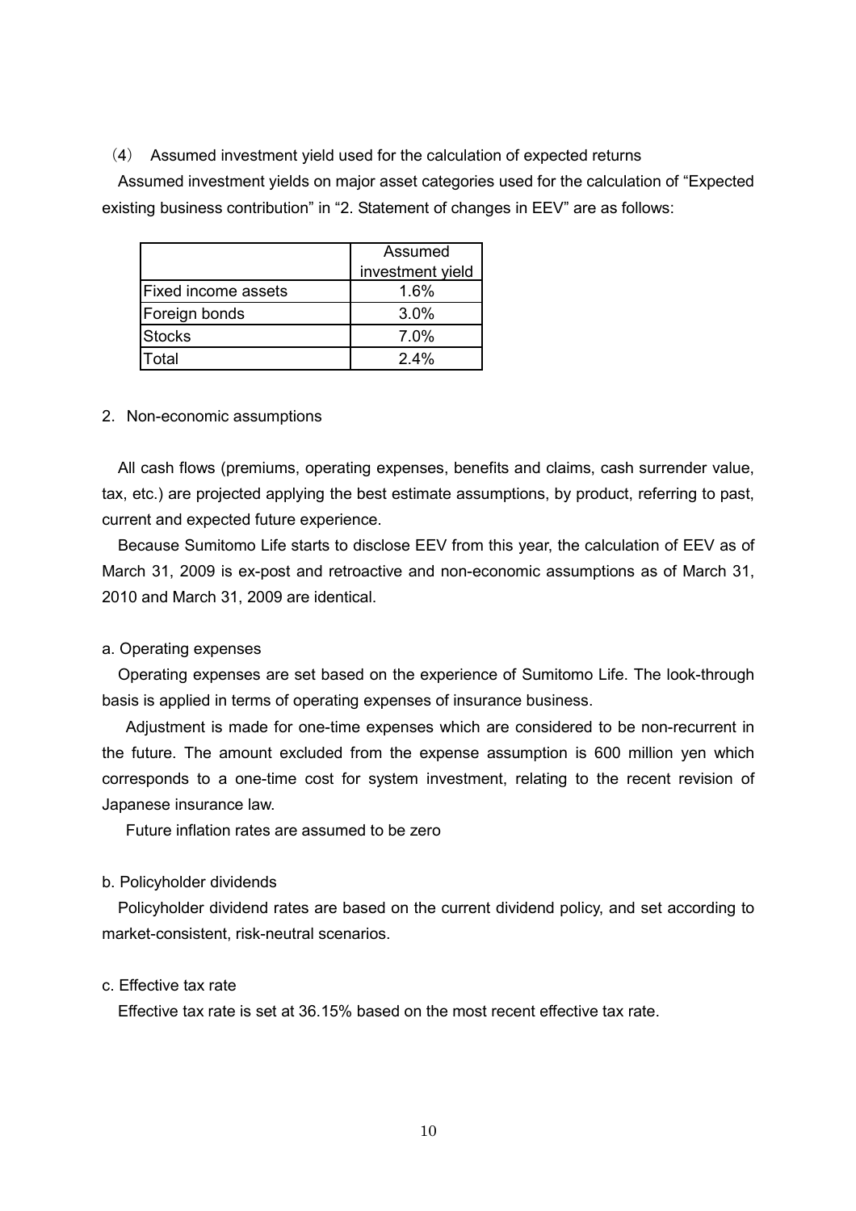(4) Assumed investment yield used for the calculation of expected returns

Assumed investment yields on major asset categories used for the calculation of "Expected existing business contribution" in "2. Statement of changes in EEV" are as follows:

| | Assumed investment yield |
|---|---|
| Fixed income assets | 1.6% |
| Foreign bonds | 3.0% |
| Stocks | 7.0% |
| Total | 2.4% |

2. Non-economic assumptions

All cash flows (premiums, operating expenses, benefits and claims, cash surrender value, tax, etc.) are projected applying the best estimate assumptions, by product, referring to past, current and expected future experience.

Because Sumitomo Life starts to disclose EEV from this year, the calculation of EEV as of March 31, 2009 is ex-post and retroactive and non-economic assumptions as of March 31, 2010 and March 31, 2009 are identical.

a. Operating expenses

Operating expenses are set based on the experience of Sumitomo Life. The look-through basis is applied in terms of operating expenses of insurance business.

Adjustment is made for one-time expenses which are considered to be non-recurrent in the future. The amount excluded from the expense assumption is 600 million yen which corresponds to a one-time cost for system investment, relating to the recent revision of Japanese insurance law.

Future inflation rates are assumed to be zero

b. Policyholder dividends

Policyholder dividend rates are based on the current dividend policy, and set according to market-consistent, risk-neutral scenarios.

c. Effective tax rate

Effective tax rate is set at 36.15% based on the most recent effective tax rate.